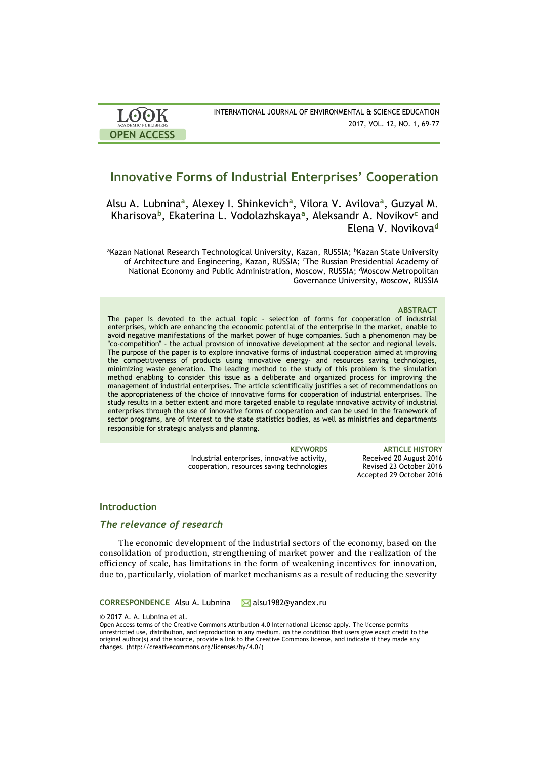# Innovative Forms of Industrial Enterprises' Cooperation

Alsu A. Lubnina[a], Alexey I. Shinkevich[a], Vilora V. Avilova[a], Guzyal M. Kharisova[b], Ekaterina L. Vodolazhskaya[a], Aleksandr A. Novikov[c] and Elena V. Novikova[d]

[a]Kazan National Research Technological University, Kazan, RUSSIA; [b]Kazan State University of Architecture and Engineering, Kazan, RUSSIA; [c]The Russian Presidential Academy of National Economy and Public Administration, Moscow, RUSSIA; [d]Moscow Metropolitan Governance University, Moscow, RUSSIA

### ABSTRACT

The paper is devoted to the actual topic - selection of forms for cooperation of industrial enterprises, which are enhancing the economic potential of the enterprise in the market, enable to avoid negative manifestations of the market power of huge companies. Such a phenomenon may be "co-competition" - the actual provision of innovative development at the sector and regional levels. The purpose of the paper is to explore innovative forms of industrial cooperation aimed at improving the competitiveness of products using innovative energy- and resources saving technologies, minimizing waste generation. The leading method to the study of this problem is the simulation method enabling to consider this issue as a deliberate and organized process for improving the management of industrial enterprises. The article scientifically justifies a set of recommendations on the appropriateness of the choice of innovative forms for cooperation of industrial enterprises. The study results in a better extent and more targeted enable to regulate innovative activity of industrial enterprises through the use of innovative forms of cooperation and can be used in the framework of sector programs, are of interest to the state statistics bodies, as well as ministries and departments responsible for strategic analysis and planning.

**KEYWORDS**
Industrial enterprises, innovative activity, cooperation, resources saving technologies

**ARTICLE HISTORY**
Received 20 August 2016
Revised 23 October 2016
Accepted 29 October 2016

## Introduction

### *The relevance of research*

The economic development of the industrial sectors of the economy, based on the consolidation of production, strengthening of market power and the realization of the efficiency of scale, has limitations in the form of weakening incentives for innovation, due to, particularly, violation of market mechanisms as a result of reducing the severity

**CORRESPONDENCE** Alsu A. Lubnina alsu1982@yandex.ru

© 2017 A. A. Lubnina et al.
Open Access terms of the Creative Commons Attribution 4.0 International License apply. The license permits unrestricted use, distribution, and reproduction in any medium, on the condition that users give exact credit to the original author(s) and the source, provide a link to the Creative Commons license, and indicate if they made any changes. (http://creativecommons.org/licenses/by/4.0/)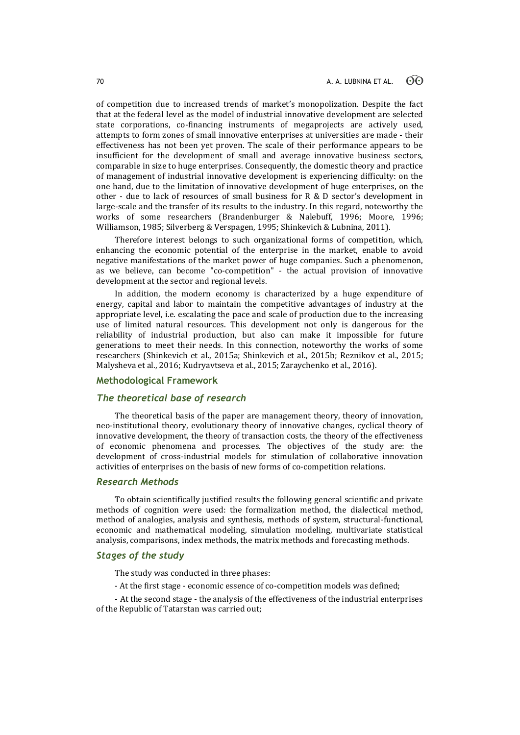of competition due to increased trends of market's monopolization. Despite the fact that at the federal level as the model of industrial innovative development are selected state corporations, co-financing instruments of megaprojects are actively used, attempts to form zones of small innovative enterprises at universities are made - their effectiveness has not been yet proven. The scale of their performance appears to be insufficient for the development of small and average innovative business sectors, comparable in size to huge enterprises. Consequently, the domestic theory and practice of management of industrial innovative development is experiencing difficulty: on the one hand, due to the limitation of innovative development of huge enterprises, on the other - due to lack of resources of small business for R & D sector's development in large-scale and the transfer of its results to the industry. In this regard, noteworthy the works of some researchers (Brandenburger & Nalebuff, 1996; Moore, 1996; Williamson, 1985; Silverberg & Verspagen, 1995; Shinkevich & Lubnina, 2011).

Therefore interest belongs to such organizational forms of competition, which, enhancing the economic potential of the enterprise in the market, enable to avoid negative manifestations of the market power of huge companies. Such a phenomenon, as we believe, can become "co-competition" - the actual provision of innovative development at the sector and regional levels.

In addition, the modern economy is characterized by a huge expenditure of energy, capital and labor to maintain the competitive advantages of industry at the appropriate level, i.e. escalating the pace and scale of production due to the increasing use of limited natural resources. This development not only is dangerous for the reliability of industrial production, but also can make it impossible for future generations to meet their needs. In this connection, noteworthy the works of some researchers (Shinkevich et al., 2015a; Shinkevich et al., 2015b; Reznikov et al., 2015; Malysheva et al., 2016; Kudryavtseva et al., 2015; Zaraychenko et al., 2016).

## Methodological Framework

### *The theoretical base of research*

The theoretical basis of the paper are management theory, theory of innovation, neo-institutional theory, evolutionary theory of innovative changes, cyclical theory of innovative development, the theory of transaction costs, the theory of the effectiveness of economic phenomena and processes. The objectives of the study are: the development of cross-industrial models for stimulation of collaborative innovation activities of enterprises on the basis of new forms of co-competition relations.

### *Research Methods*

To obtain scientifically justified results the following general scientific and private methods of cognition were used: the formalization method, the dialectical method, method of analogies, analysis and synthesis, methods of system, structural-functional, economic and mathematical modeling, simulation modeling, multivariate statistical analysis, comparisons, index methods, the matrix methods and forecasting methods.

### *Stages of the study*

The study was conducted in three phases:

- At the first stage - economic essence of co-competition models was defined;

- At the second stage - the analysis of the effectiveness of the industrial enterprises of the Republic of Tatarstan was carried out;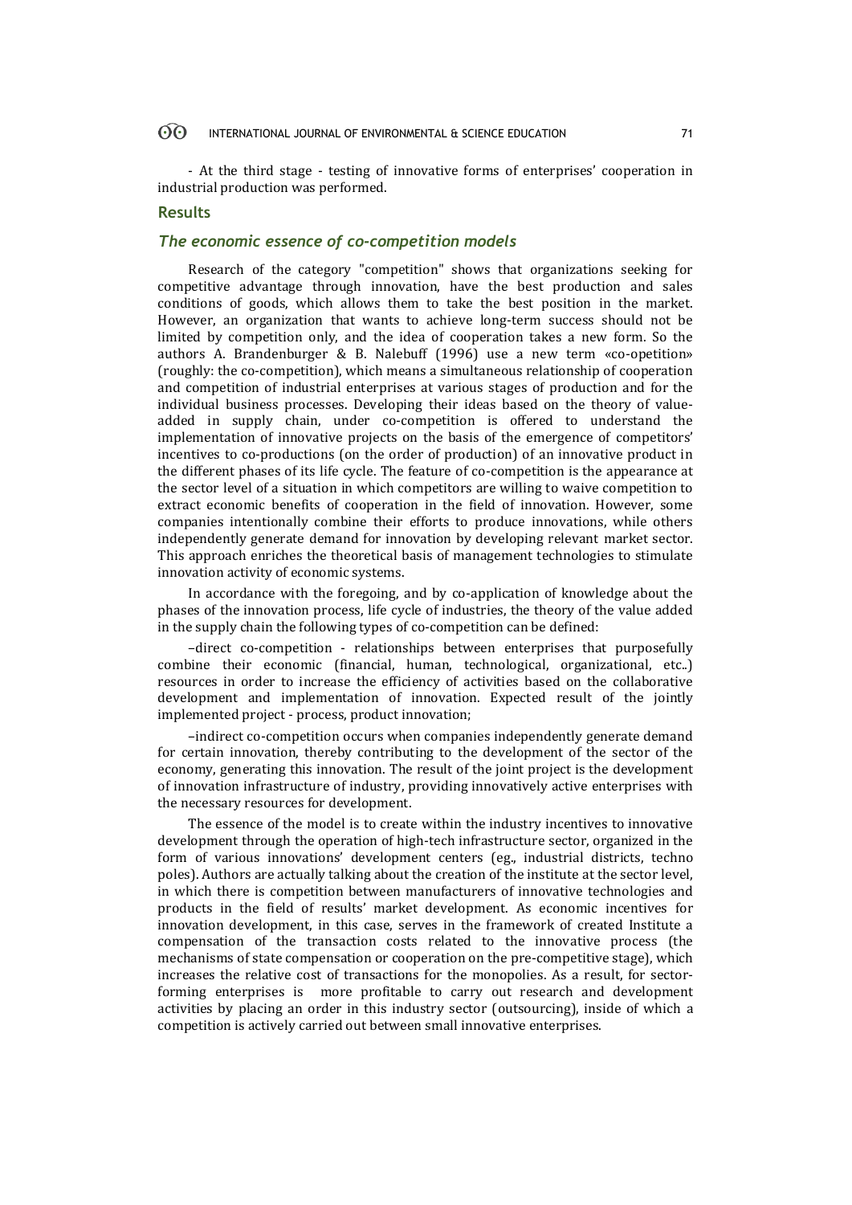- At the third stage - testing of innovative forms of enterprises' cooperation in industrial production was performed.

## Results

### *The economic essence of co-competition models*

Research of the category "competition" shows that organizations seeking for competitive advantage through innovation, have the best production and sales conditions of goods, which allows them to take the best position in the market. However, an organization that wants to achieve long-term success should not be limited by competition only, and the idea of cooperation takes a new form. So the authors A. Brandenburger & B. Nalebuff (1996) use a new term «co-opetition» (roughly: the co-competition), which means a simultaneous relationship of cooperation and competition of industrial enterprises at various stages of production and for the individual business processes. Developing their ideas based on the theory of value-added in supply chain, under co-competition is offered to understand the implementation of innovative projects on the basis of the emergence of competitors' incentives to co-productions (on the order of production) of an innovative product in the different phases of its life cycle. The feature of co-competition is the appearance at the sector level of a situation in which competitors are willing to waive competition to extract economic benefits of cooperation in the field of innovation. However, some companies intentionally combine their efforts to produce innovations, while others independently generate demand for innovation by developing relevant market sector. This approach enriches the theoretical basis of management technologies to stimulate innovation activity of economic systems.

In accordance with the foregoing, and by co-application of knowledge about the phases of the innovation process, life cycle of industries, the theory of the value added in the supply chain the following types of co-competition can be defined:

–direct co-competition - relationships between enterprises that purposefully combine their economic (financial, human, technological, organizational, etc..) resources in order to increase the efficiency of activities based on the collaborative development and implementation of innovation. Expected result of the jointly implemented project - process, product innovation;

–indirect co-competition occurs when companies independently generate demand for certain innovation, thereby contributing to the development of the sector of the economy, generating this innovation. The result of the joint project is the development of innovation infrastructure of industry, providing innovatively active enterprises with the necessary resources for development.

The essence of the model is to create within the industry incentives to innovative development through the operation of high-tech infrastructure sector, organized in the form of various innovations' development centers (eg., industrial districts, techno poles). Authors are actually talking about the creation of the institute at the sector level, in which there is competition between manufacturers of innovative technologies and products in the field of results' market development. As economic incentives for innovation development, in this case, serves in the framework of created Institute a compensation of the transaction costs related to the innovative process (the mechanisms of state compensation or cooperation on the pre-competitive stage), which increases the relative cost of transactions for the monopolies. As a result, for sector-forming enterprises is more profitable to carry out research and development activities by placing an order in this industry sector (outsourcing), inside of which a competition is actively carried out between small innovative enterprises.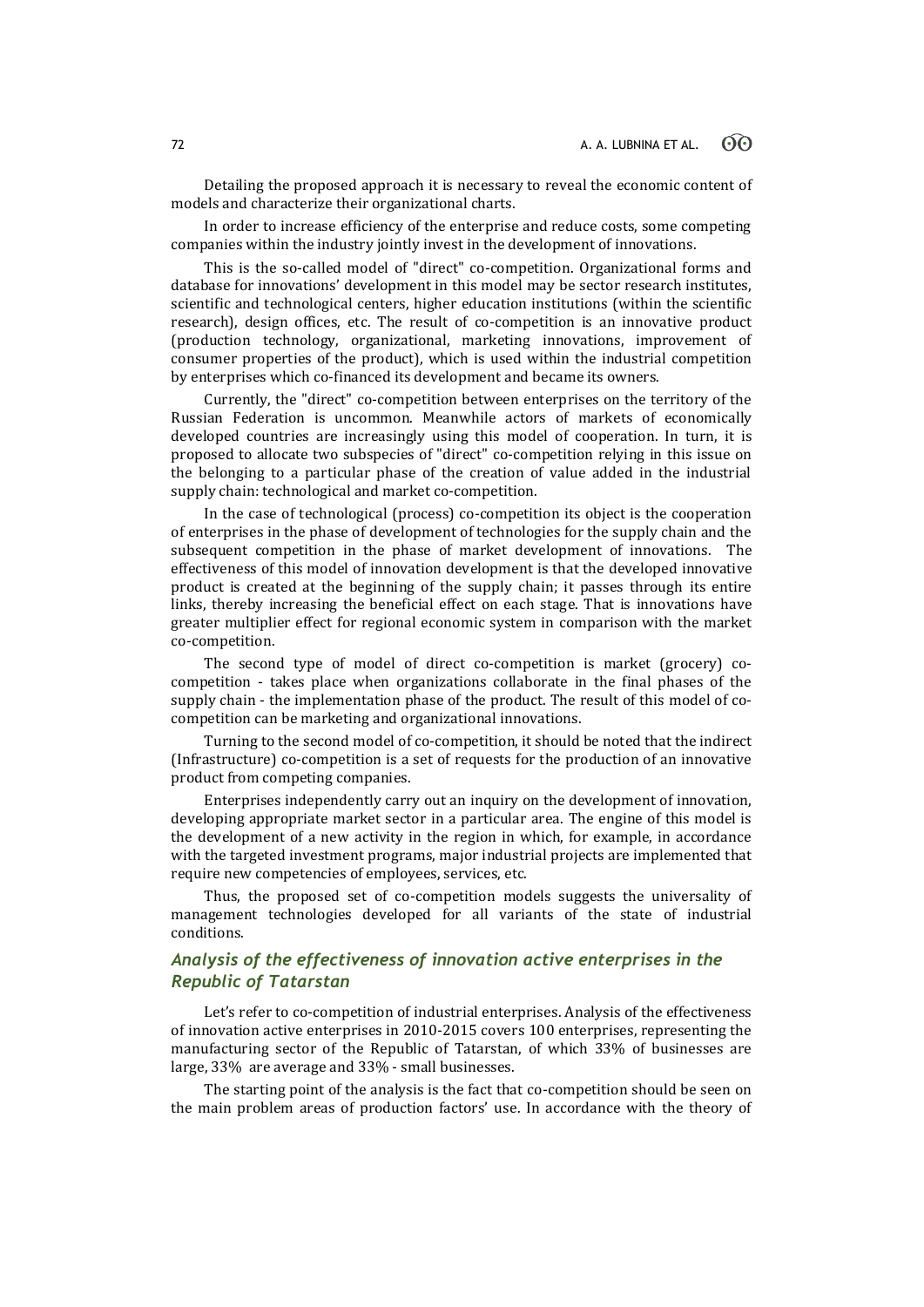Detailing the proposed approach it is necessary to reveal the economic content of models and characterize their organizational charts.

In order to increase efficiency of the enterprise and reduce costs, some competing companies within the industry jointly invest in the development of innovations.

This is the so-called model of "direct" co-competition. Organizational forms and database for innovations' development in this model may be sector research institutes, scientific and technological centers, higher education institutions (within the scientific research), design offices, etc. The result of co-competition is an innovative product (production technology, organizational, marketing innovations, improvement of consumer properties of the product), which is used within the industrial competition by enterprises which co-financed its development and became its owners.

Currently, the "direct" co-competition between enterprises on the territory of the Russian Federation is uncommon. Meanwhile actors of markets of economically developed countries are increasingly using this model of cooperation. In turn, it is proposed to allocate two subspecies of "direct" co-competition relying in this issue on the belonging to a particular phase of the creation of value added in the industrial supply chain: technological and market co-competition.

In the case of technological (process) co-competition its object is the cooperation of enterprises in the phase of development of technologies for the supply chain and the subsequent competition in the phase of market development of innovations. The effectiveness of this model of innovation development is that the developed innovative product is created at the beginning of the supply chain; it passes through its entire links, thereby increasing the beneficial effect on each stage. That is innovations have greater multiplier effect for regional economic system in comparison with the market co-competition.

The second type of model of direct co-competition is market (grocery) co-competition - takes place when organizations collaborate in the final phases of the supply chain - the implementation phase of the product. The result of this model of co-competition can be marketing and organizational innovations.

Turning to the second model of co-competition, it should be noted that the indirect (Infrastructure) co-competition is a set of requests for the production of an innovative product from competing companies.

Enterprises independently carry out an inquiry on the development of innovation, developing appropriate market sector in a particular area. The engine of this model is the development of a new activity in the region in which, for example, in accordance with the targeted investment programs, major industrial projects are implemented that require new competencies of employees, services, etc.

Thus, the proposed set of co-competition models suggests the universality of management technologies developed for all variants of the state of industrial conditions.

## *Analysis of the effectiveness of innovation active enterprises in the Republic of Tatarstan*

Let's refer to co-competition of industrial enterprises. Analysis of the effectiveness of innovation active enterprises in 2010-2015 covers 100 enterprises, representing the manufacturing sector of the Republic of Tatarstan, of which 33% of businesses are large, 33% are average and 33% - small businesses.

The starting point of the analysis is the fact that co-competition should be seen on the main problem areas of production factors' use. In accordance with the theory of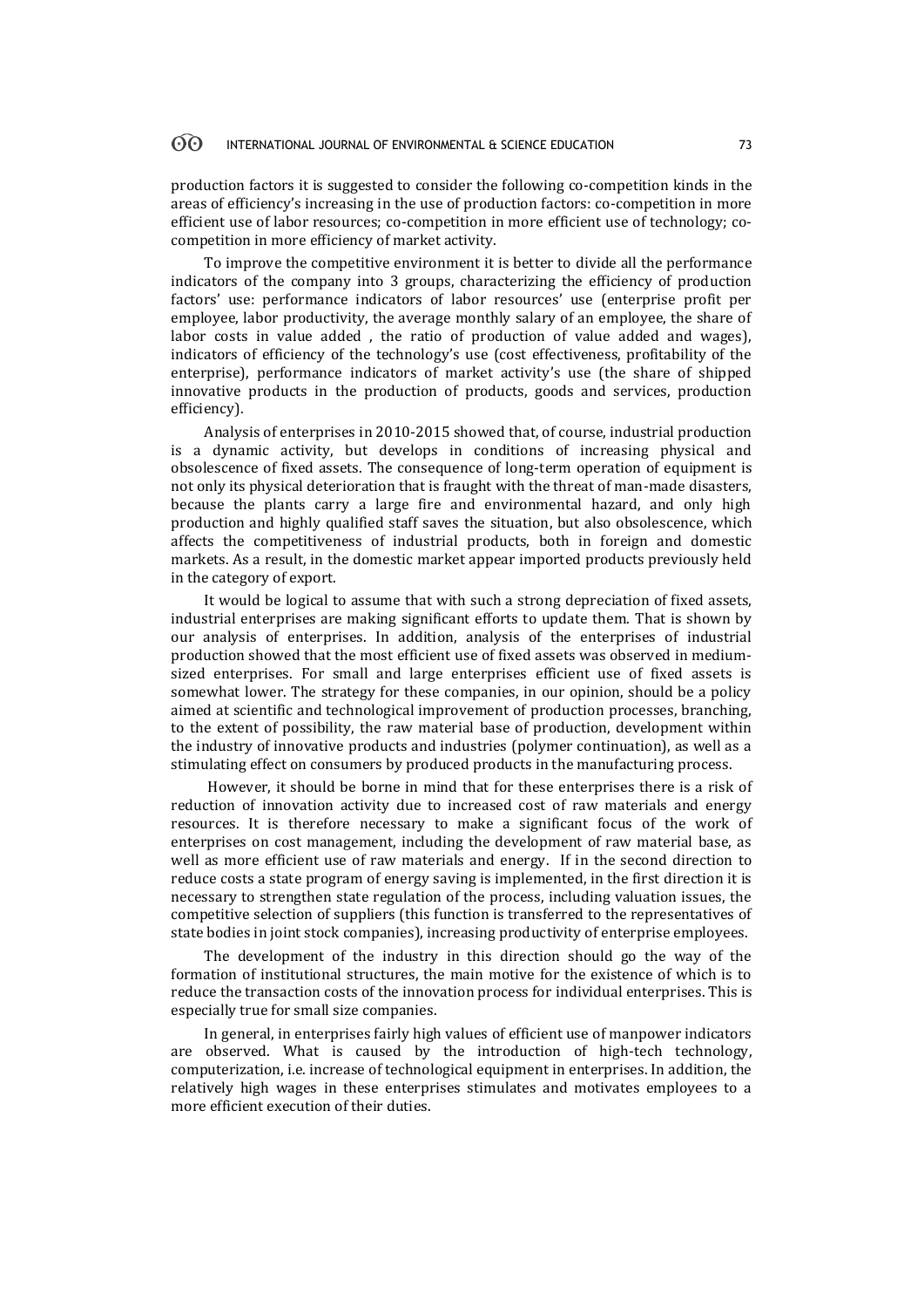production factors it is suggested to consider the following co-competition kinds in the areas of efficiency's increasing in the use of production factors: co-competition in more efficient use of labor resources; co-competition in more efficient use of technology; co-competition in more efficiency of market activity.

To improve the competitive environment it is better to divide all the performance indicators of the company into 3 groups, characterizing the efficiency of production factors' use: performance indicators of labor resources' use (enterprise profit per employee, labor productivity, the average monthly salary of an employee, the share of labor costs in value added , the ratio of production of value added and wages), indicators of efficiency of the technology's use (cost effectiveness, profitability of the enterprise), performance indicators of market activity's use (the share of shipped innovative products in the production of products, goods and services, production efficiency).

Analysis of enterprises in 2010-2015 showed that, of course, industrial production is a dynamic activity, but develops in conditions of increasing physical and obsolescence of fixed assets. The consequence of long-term operation of equipment is not only its physical deterioration that is fraught with the threat of man-made disasters, because the plants carry a large fire and environmental hazard, and only high production and highly qualified staff saves the situation, but also obsolescence, which affects the competitiveness of industrial products, both in foreign and domestic markets. As a result, in the domestic market appear imported products previously held in the category of export.

It would be logical to assume that with such a strong depreciation of fixed assets, industrial enterprises are making significant efforts to update them. That is shown by our analysis of enterprises. In addition, analysis of the enterprises of industrial production showed that the most efficient use of fixed assets was observed in medium-sized enterprises. For small and large enterprises efficient use of fixed assets is somewhat lower. The strategy for these companies, in our opinion, should be a policy aimed at scientific and technological improvement of production processes, branching, to the extent of possibility, the raw material base of production, development within the industry of innovative products and industries (polymer continuation), as well as a stimulating effect on consumers by produced products in the manufacturing process.

However, it should be borne in mind that for these enterprises there is a risk of reduction of innovation activity due to increased cost of raw materials and energy resources. It is therefore necessary to make a significant focus of the work of enterprises on cost management, including the development of raw material base, as well as more efficient use of raw materials and energy. If in the second direction to reduce costs a state program of energy saving is implemented, in the first direction it is necessary to strengthen state regulation of the process, including valuation issues, the competitive selection of suppliers (this function is transferred to the representatives of state bodies in joint stock companies), increasing productivity of enterprise employees.

The development of the industry in this direction should go the way of the formation of institutional structures, the main motive for the existence of which is to reduce the transaction costs of the innovation process for individual enterprises. This is especially true for small size companies.

In general, in enterprises fairly high values of efficient use of manpower indicators are observed. What is caused by the introduction of high-tech technology, computerization, i.e. increase of technological equipment in enterprises. In addition, the relatively high wages in these enterprises stimulates and motivates employees to a more efficient execution of their duties.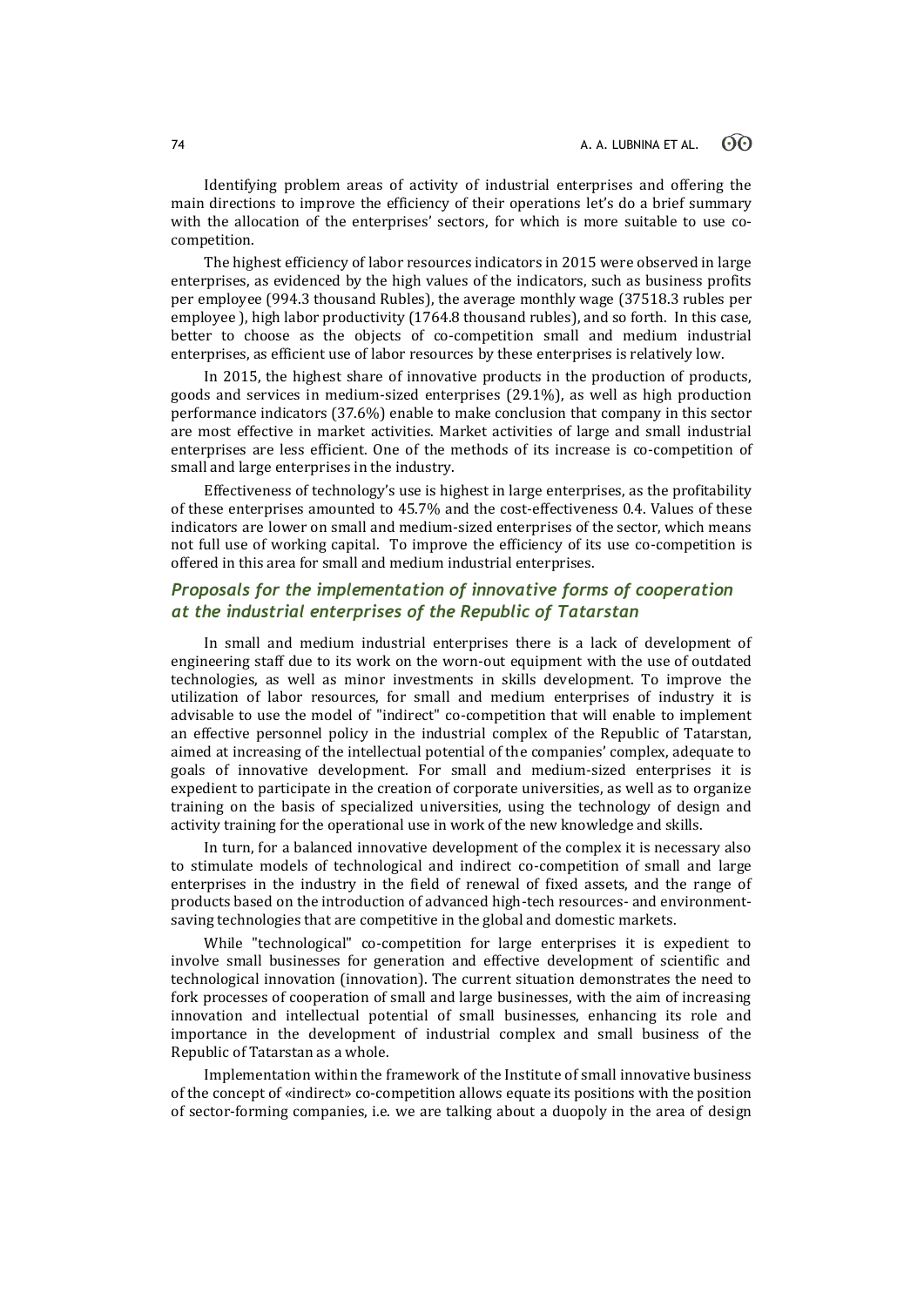Identifying problem areas of activity of industrial enterprises and offering the main directions to improve the efficiency of their operations let's do a brief summary with the allocation of the enterprises' sectors, for which is more suitable to use co-competition.

The highest efficiency of labor resources indicators in 2015 were observed in large enterprises, as evidenced by the high values of the indicators, such as business profits per employee (994.3 thousand Rubles), the average monthly wage (37518.3 rubles per employee ), high labor productivity (1764.8 thousand rubles), and so forth. In this case, better to choose as the objects of co-competition small and medium industrial enterprises, as efficient use of labor resources by these enterprises is relatively low.

In 2015, the highest share of innovative products in the production of products, goods and services in medium-sized enterprises (29.1%), as well as high production performance indicators (37.6%) enable to make conclusion that company in this sector are most effective in market activities. Market activities of large and small industrial enterprises are less efficient. One of the methods of its increase is co-competition of small and large enterprises in the industry.

Effectiveness of technology's use is highest in large enterprises, as the profitability of these enterprises amounted to 45.7% and the cost-effectiveness 0.4. Values of these indicators are lower on small and medium-sized enterprises of the sector, which means not full use of working capital. To improve the efficiency of its use co-competition is offered in this area for small and medium industrial enterprises.

## *Proposals for the implementation of innovative forms of cooperation at the industrial enterprises of the Republic of Tatarstan*

In small and medium industrial enterprises there is a lack of development of engineering staff due to its work on the worn-out equipment with the use of outdated technologies, as well as minor investments in skills development. To improve the utilization of labor resources, for small and medium enterprises of industry it is advisable to use the model of "indirect" co-competition that will enable to implement an effective personnel policy in the industrial complex of the Republic of Tatarstan, aimed at increasing of the intellectual potential of the companies' complex, adequate to goals of innovative development. For small and medium-sized enterprises it is expedient to participate in the creation of corporate universities, as well as to organize training on the basis of specialized universities, using the technology of design and activity training for the operational use in work of the new knowledge and skills.

In turn, for a balanced innovative development of the complex it is necessary also to stimulate models of technological and indirect co-competition of small and large enterprises in the industry in the field of renewal of fixed assets, and the range of products based on the introduction of advanced high-tech resources- and environment-saving technologies that are competitive in the global and domestic markets.

While "technological" co-competition for large enterprises it is expedient to involve small businesses for generation and effective development of scientific and technological innovation (innovation). The current situation demonstrates the need to fork processes of cooperation of small and large businesses, with the aim of increasing innovation and intellectual potential of small businesses, enhancing its role and importance in the development of industrial complex and small business of the Republic of Tatarstan as a whole.

Implementation within the framework of the Institute of small innovative business of the concept of «indirect» co-competition allows equate its positions with the position of sector-forming companies, i.e. we are talking about a duopoly in the area of design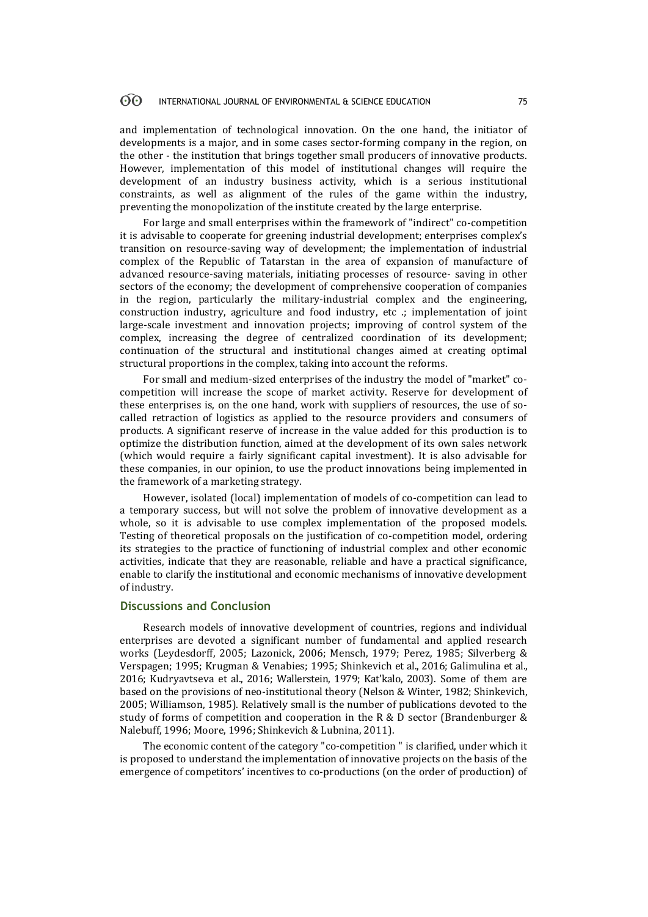and implementation of technological innovation. On the one hand, the initiator of developments is a major, and in some cases sector-forming company in the region, on the other - the institution that brings together small producers of innovative products. However, implementation of this model of institutional changes will require the development of an industry business activity, which is a serious institutional constraints, as well as alignment of the rules of the game within the industry, preventing the monopolization of the institute created by the large enterprise.

For large and small enterprises within the framework of "indirect" co-competition it is advisable to cooperate for greening industrial development; enterprises complex's transition on resource-saving way of development; the implementation of industrial complex of the Republic of Tatarstan in the area of expansion of manufacture of advanced resource-saving materials, initiating processes of resource- saving in other sectors of the economy; the development of comprehensive cooperation of companies in the region, particularly the military-industrial complex and the engineering, construction industry, agriculture and food industry, etc .; implementation of joint large-scale investment and innovation projects; improving of control system of the complex, increasing the degree of centralized coordination of its development; continuation of the structural and institutional changes aimed at creating optimal structural proportions in the complex, taking into account the reforms.

For small and medium-sized enterprises of the industry the model of "market" co-competition will increase the scope of market activity. Reserve for development of these enterprises is, on the one hand, work with suppliers of resources, the use of so-called retraction of logistics as applied to the resource providers and consumers of products. A significant reserve of increase in the value added for this production is to optimize the distribution function, aimed at the development of its own sales network (which would require a fairly significant capital investment). It is also advisable for these companies, in our opinion, to use the product innovations being implemented in the framework of a marketing strategy.

However, isolated (local) implementation of models of co-competition can lead to a temporary success, but will not solve the problem of innovative development as a whole, so it is advisable to use complex implementation of the proposed models. Testing of theoretical proposals on the justification of co-competition model, ordering its strategies to the practice of functioning of industrial complex and other economic activities, indicate that they are reasonable, reliable and have a practical significance, enable to clarify the institutional and economic mechanisms of innovative development of industry.

## Discussions and Conclusion

Research models of innovative development of countries, regions and individual enterprises are devoted a significant number of fundamental and applied research works (Leydesdorff, 2005; Lazonick, 2006; Mensch, 1979; Perez, 1985; Silverberg & Verspagen; 1995; Krugman & Venabies; 1995; Shinkevich et al., 2016; Galimulina et al., 2016; Kudryavtseva et al., 2016; Wallerstein, 1979; Kat'kalo, 2003). Some of them are based on the provisions of neo-institutional theory (Nelson & Winter, 1982; Shinkevich, 2005; Williamson, 1985). Relatively small is the number of publications devoted to the study of forms of competition and cooperation in the R & D sector (Brandenburger & Nalebuff, 1996; Moore, 1996; Shinkevich & Lubnina, 2011).

The economic content of the category "co-competition " is clarified, under which it is proposed to understand the implementation of innovative projects on the basis of the emergence of competitors' incentives to co-productions (on the order of production) of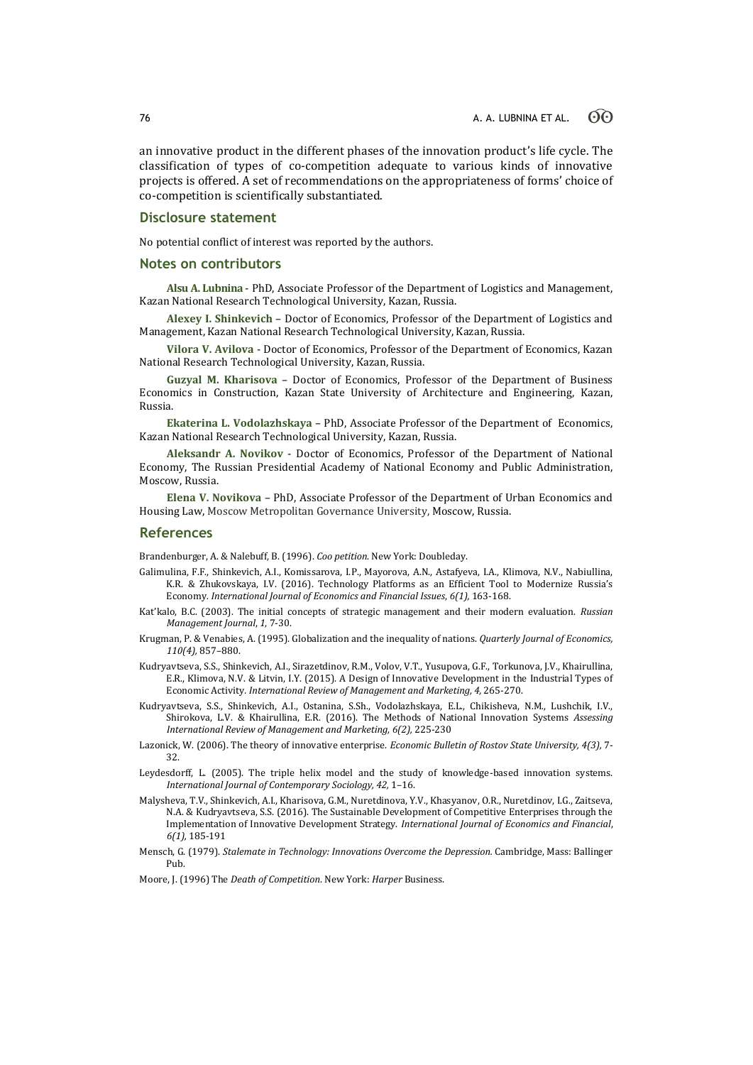an innovative product in the different phases of the innovation product's life cycle. The classification of types of co-competition adequate to various kinds of innovative projects is offered. A set of recommendations on the appropriateness of forms' choice of co-competition is scientifically substantiated.

## Disclosure statement

No potential conflict of interest was reported by the authors.

## Notes on contributors

**Alsu A. Lubnina** - PhD, Associate Professor of the Department of Logistics and Management, Kazan National Research Technological University, Kazan, Russia.

**Alexey I. Shinkevich** – Doctor of Economics, Professor of the Department of Logistics and Management, Kazan National Research Technological University, Kazan, Russia.

**Vilora V. Avilova** - Doctor of Economics, Professor of the Department of Economics, Kazan National Research Technological University, Kazan, Russia.

**Guzyal M. Kharisova** – Doctor of Economics, Professor of the Department of Business Economics in Construction, Kazan State University of Architecture and Engineering, Kazan, Russia.

**Ekaterina L. Vodolazhskaya** – PhD, Associate Professor of the Department of Economics, Kazan National Research Technological University, Kazan, Russia.

**Aleksandr A. Novikov** - Doctor of Economics, Professor of the Department of National Economy, The Russian Presidential Academy of National Economy and Public Administration, Moscow, Russia.

**Elena V. Novikova** – PhD, Associate Professor of the Department of Urban Economics and Housing Law, Moscow Metropolitan Governance University, Moscow, Russia.

## References

Brandenburger, A. & Nalebuff, B. (1996). *Coo petition.* New York: Doubleday.

Galimulina, F.F., Shinkevich, A.I., Komissarova, I.P., Mayorova, A.N., Astafyeva, I.A., Klimova, N.V., Nabiullina, K.R. & Zhukovskaya, I.V. (2016). Technology Platforms as an Efficient Tool to Modernize Russia's Economy. *International Journal of Economics and Financial Issues*, *6(1),* 163-168.

Kat'kalo, B.C. (2003). The initial concepts of strategic management and their modern evaluation. *Russian Management Journal*, *1*, 7-30.

Krugman, P. & Venabies, A. (1995). Globalization and the inequality of nations. *Quarterly Journal of Economics, 110(4),* 857–880.

Kudryavtseva, S.S., Shinkevich, A.I., Sirazetdinov, R.M., Volov, V.T., Yusupova, G.F., Torkunova, J.V., Khairullina, E.R., Klimova, N.V. & Litvin, I.Y. (2015). A Design of Innovative Development in the Industrial Types of Economic Activity. *International Review of Management and Marketing, 4,* 265-270.

Kudryavtseva, S.S., Shinkevich, A.I., Ostanina, S.Sh., Vodolazhskaya, E.L., Chikisheva, N.M., Lushchik, I.V., Shirokova, L.V. & Khairullina, E.R. (2016). The Methods of National Innovation Systems *Assessing International Review of Management and Marketing, 6(2),* 225-230

Lazonick, W. (2006). The theory of innovative enterprise. *Economic Bulletin of Rostov State University, 4(3),* 7-32.

Leydesdorff, L. (2005). The triple helix model and the study of knowledge-based innovation systems. *International Journal of Contemporary Sociology, 42,* 1–16.

Malysheva, T.V., Shinkevich, A.I., Kharisova, G.M., Nuretdinova, Y.V., Khasyanov, O.R., Nuretdinov, I.G., Zaitseva, N.A. & Kudryavtseva, S.S. (2016). The Sustainable Development of Competitive Enterprises through the Implementation of Innovative Development Strategy. *International Journal of Economics and Financial*, *6(1),* 185-191

Mensch, G. (1979). *Stalemate in Technology: Innovations Overcome the Depression.* Cambridge, Mass: Ballinger Pub.

Moore, J. (1996) The *Death of Competition*. New York: *Harper* Business.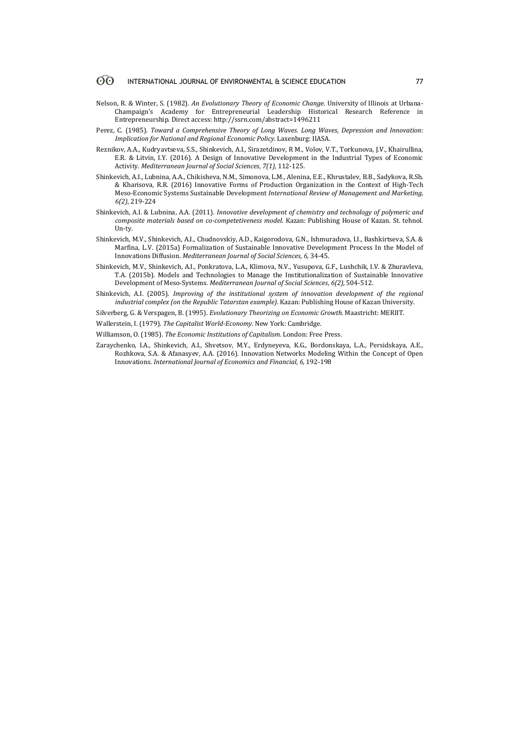Nelson, R. & Winter, S. (1982). *An Evolutionary Theory of Economic Change*. University of Illinois at Urbana-Champaign's Academy for Entrepreneurial Leadership Historical Research Reference in Entrepreneurship. Direct access: http://ssrn.com/abstract=1496211

Perez, C. (1985). *Toward a Comprehensive Theory of Long Waves. Long Waves, Depression and Innovation: Implication for National and Regional Economic Policy*. Laxenburg: IIASA.

Reznikov, A.A., Kudryavtseva, S.S., Shinkevich, A.I., Sirazetdinov, R M., Volov, V.T., Torkunova, J.V., Khairullina, E.R. & Litvin, I.Y. (2016). A Design of Innovative Development in the Industrial Types of Economic Activity. *Mediterranean Journal of Social Sciences*, *7(1)*, 112-125.

Shinkevich, A.I., Lubnina, A.A., Chikisheva, N.M., Simonova, L.M., Alenina, E.E., Khrustalev, B.B., Sadykova, R.Sh. & Kharisova, R.R. (2016) Innovative Forms of Production Organization in the Context of High-Tech Meso-Economic Systems Sustainable Development *International Review of Management and Marketing, 6(2)*, 219-224

Shinkevich, A.I. & Lubnina, A.A. (2011). *Innovative development of chemistry and technology of polymeric and composite materials based on co-competetiveness model*. Kazan: Publishing House of Kazan. St. tehnol. Un-ty.

Shinkevich, M.V., Shinkevich, A.I., Chudnovskiy, A.D., Kaigorodova, G.N., Ishmuradova, I.I., Bashkirtseva, S.A. & Marfina, L.V. (2015a) Formalization of Sustainable Innovative Development Process In the Model of Innovations Diffusion. *Mediterranean Journal of Social Sciences*, *6,* 34-45.

Shinkevich, M.V., Shinkevich, A.I., Ponkratova, L.A., Klimova, N.V., Yusupova, G.F., Lushchik, I.V. & Zhuravleva, T.A. (2015b). Models and Technologies to Manage the Institutionalization of Sustainable Innovative Development of Meso-Systems. *Mediterranean Journal of Social Sciences*, *6(2),* 504-512.

Shinkevich, A.I. (2005). *Improving of the institutional system of innovation development of the regional industrial complex (on the Republic Tatarstan example)*. Kazan: Publishing House of Kazan University.

Silverberg, G. & Verspagen, B. (1995). *Evolutionary Theorizing on Economic Growth*. Maastricht: MERIIT.

Wallerstein, I. (1979). *The Capitalist World-Economy*. New York: Cambridge.

Williamson, O. (1985). *The Economic Institutions of Capitalism*. London: Free Press.

Zaraychenko, I.A., Shinkevich, A.I., Shvetsov, M.Y., Erdyneyeva, K.G., Bordonskaya, L.A., Persidskaya, A.E., Rozhkova, S.A. & Afanasyev, A.A. (2016). Innovation Networks Modeling Within the Concept of Open Innovations. *International Journal of Economics and Financial, 6,* 192-198